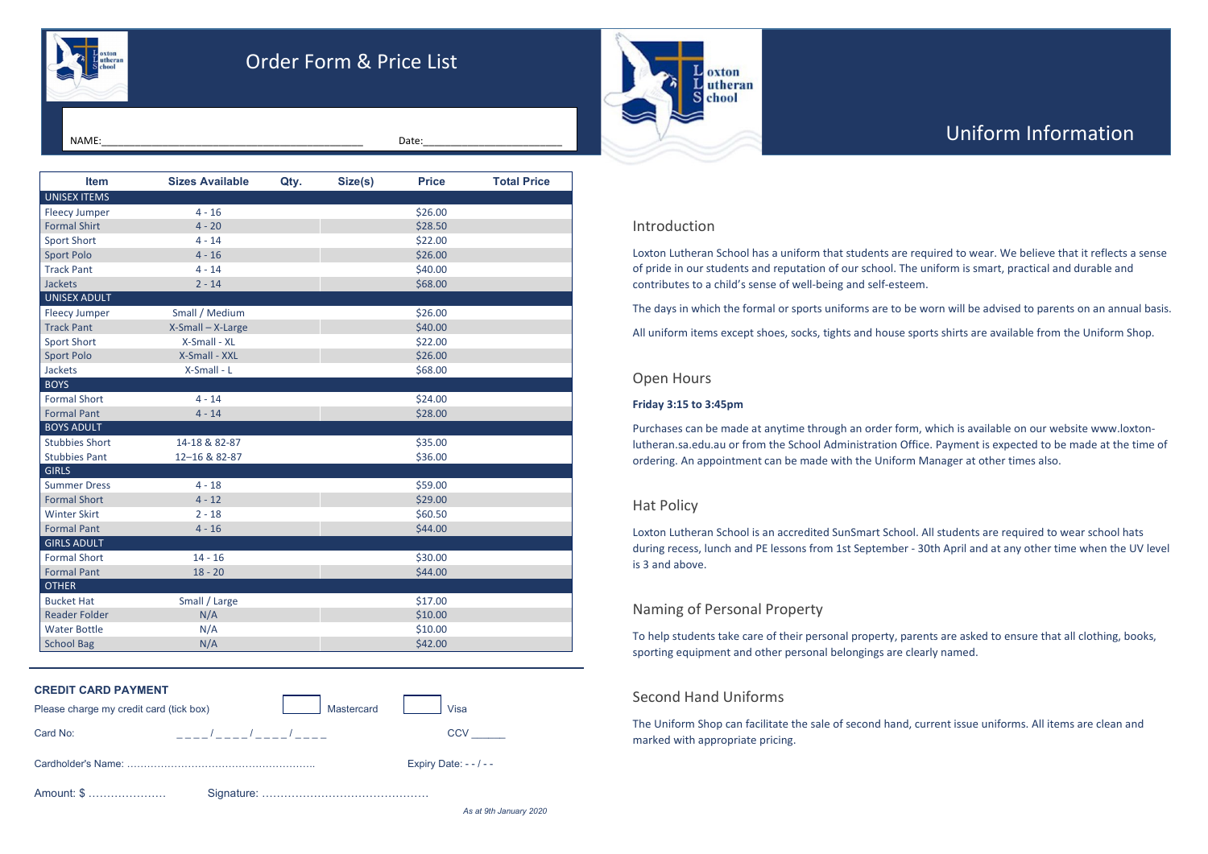# Order Form & Price List

NAME:_______________________________________________ Date:________________________

| Item | Sizes Available | Qty. | Size(s) | Price | Total Price |
|---|---|---|---|---|---|
| UNISEX ITEMS | | | | | |
| Fleecy Jumper | 4 - 16 | | | $26.00 | |
| Formal Shirt | 4 - 20 | | | $28.50 | |
| Sport Short | 4 - 14 | | | $22.00 | |
| Sport Polo | 4 - 16 | | | $26.00 | |
| Track Pant | 4 - 14 | | | $40.00 | |
| Jackets | 2 - 14 | | | $68.00 | |
| UNISEX ADULT | | | | | |
| Fleecy Jumper | Small / Medium | | | $26.00 | |
| Track Pant | X-Small – X-Large | | | $40.00 | |
| Sport Short | X-Small - XL | | | $22.00 | |
| Sport Polo | X-Small - XXL | | | $26.00 | |
| Jackets | X-Small - L | | | $68.00 | |
| BOYS | | | | | |
| Formal Short | 4 - 14 | | | $24.00 | |
| Formal Pant | 4 - 14 | | | $28.00 | |
| BOYS ADULT | | | | | |
| Stubbies Short | 14-18 & 82-87 | | | $35.00 | |
| Stubbies Pant | 12–16 & 82-87 | | | $36.00 | |
| GIRLS | | | | | |
| Summer Dress | 4 - 18 | | | $59.00 | |
| Formal Short | 4 - 12 | | | $29.00 | |
| Winter Skirt | 2 - 18 | | | $60.50 | |
| Formal Pant | 4 - 16 | | | $44.00 | |
| GIRLS ADULT | | | | | |
| Formal Short | 14 - 16 | | | $30.00 | |
| Formal Pant | 18 - 20 | | | $44.00 | |
| OTHER | | | | | |
| Bucket Hat | Small / Large | | | $17.00 | |
| Reader Folder | N/A | | | $10.00 | |
| Water Bottle | N/A | | | $10.00 | |
| School Bag | N/A | | | $42.00 | |

**CREDIT CARD PAYMENT**

Please charge my credit card (tick box) ☐ Mastercard ☐ Visa

Card No: _ _ _ _ / _ _ _ _ / _ _ _ _ / _ _ _ _ CCV ______

Cardholder's Name: ……………………………………………… Expiry Date: - - / - -

Amount: $ ………………… Signature: ………………………………………

*As at 9th January 2020*

# Loxton Lutheran School

# Uniform Information

## Introduction

Loxton Lutheran School has a uniform that students are required to wear. We believe that it reflects a sense of pride in our students and reputation of our school. The uniform is smart, practical and durable and contributes to a child's sense of well-being and self-esteem.

The days in which the formal or sports uniforms are to be worn will be advised to parents on an annual basis.

All uniform items except shoes, socks, tights and house sports shirts are available from the Uniform Shop.

## Open Hours

**Friday 3:15 to 3:45pm**

Purchases can be made at anytime through an order form, which is available on our website www.loxton-lutheran.sa.edu.au or from the School Administration Office. Payment is expected to be made at the time of ordering. An appointment can be made with the Uniform Manager at other times also.

## Hat Policy

Loxton Lutheran School is an accredited SunSmart School. All students are required to wear school hats during recess, lunch and PE lessons from 1st September - 30th April and at any other time when the UV level is 3 and above.

## Naming of Personal Property

To help students take care of their personal property, parents are asked to ensure that all clothing, books, sporting equipment and other personal belongings are clearly named.

## Second Hand Uniforms

The Uniform Shop can facilitate the sale of second hand, current issue uniforms. All items are clean and marked with appropriate pricing.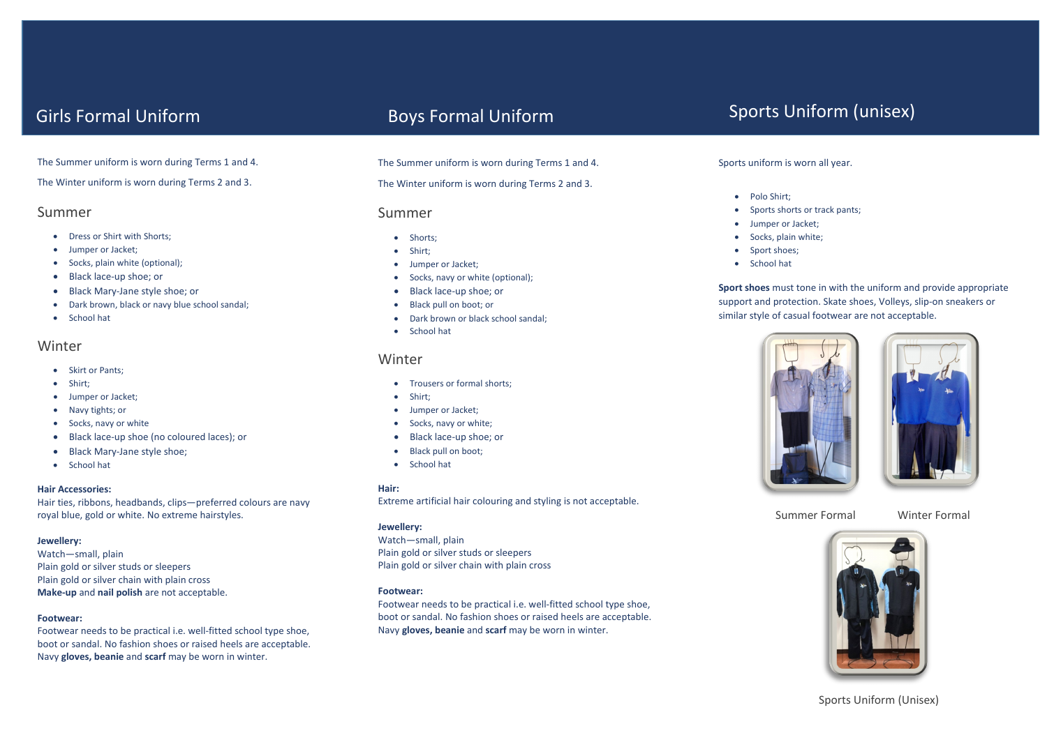## Girls Formal Uniform

The Summer uniform is worn during Terms 1 and 4.

The Winter uniform is worn during Terms 2 and 3.

### Summer

- Dress or Shirt with Shorts;
- Jumper or Jacket;
- Socks, plain white (optional);
- Black lace-up shoe; or
- Black Mary-Jane style shoe; or
- Dark brown, black or navy blue school sandal;
- School hat

### Winter

- Skirt or Pants;
- Shirt;
- Jumper or Jacket;
- Navy tights; or
- Socks, navy or white
- Black lace-up shoe (no coloured laces); or
- Black Mary-Jane style shoe;
- School hat

**Hair Accessories:**
Hair ties, ribbons, headbands, clips—preferred colours are navy royal blue, gold or white. No extreme hairstyles.

**Jewellery:**
Watch—small, plain
Plain gold or silver studs or sleepers
Plain gold or silver chain with plain cross
**Make-up** and **nail polish** are not acceptable.

**Footwear:**
Footwear needs to be practical i.e. well-fitted school type shoe, boot or sandal. No fashion shoes or raised heels are acceptable.
Navy **gloves, beanie** and **scarf** may be worn in winter.

## Boys Formal Uniform

The Summer uniform is worn during Terms 1 and 4.

The Winter uniform is worn during Terms 2 and 3.

### Summer

- Shorts;
- Shirt;
- Jumper or Jacket;
- Socks, navy or white (optional);
- Black lace-up shoe; or
- Black pull on boot; or
- Dark brown or black school sandal;
- School hat

### Winter

- Trousers or formal shorts;
- Shirt;
- Jumper or Jacket;
- Socks, navy or white;
- Black lace-up shoe; or
- Black pull on boot;
- School hat

**Hair:**
Extreme artificial hair colouring and styling is not acceptable.

**Jewellery:**
Watch—small, plain
Plain gold or silver studs or sleepers
Plain gold or silver chain with plain cross

**Footwear:**
Footwear needs to be practical i.e. well-fitted school type shoe, boot or sandal. No fashion shoes or raised heels are acceptable.
Navy **gloves, beanie** and **scarf** may be worn in winter.

## Sports Uniform (unisex)

Sports uniform is worn all year.

- Polo Shirt;
- Sports shorts or track pants;
- Jumper or Jacket;
- Socks, plain white;
- Sport shoes;
- School hat

**Sport shoes** must tone in with the uniform and provide appropriate support and protection. Skate shoes, Volleys, slip-on sneakers or similar style of casual footwear are not acceptable.

Summer Formal

Winter Formal

Sports Uniform (Unisex)